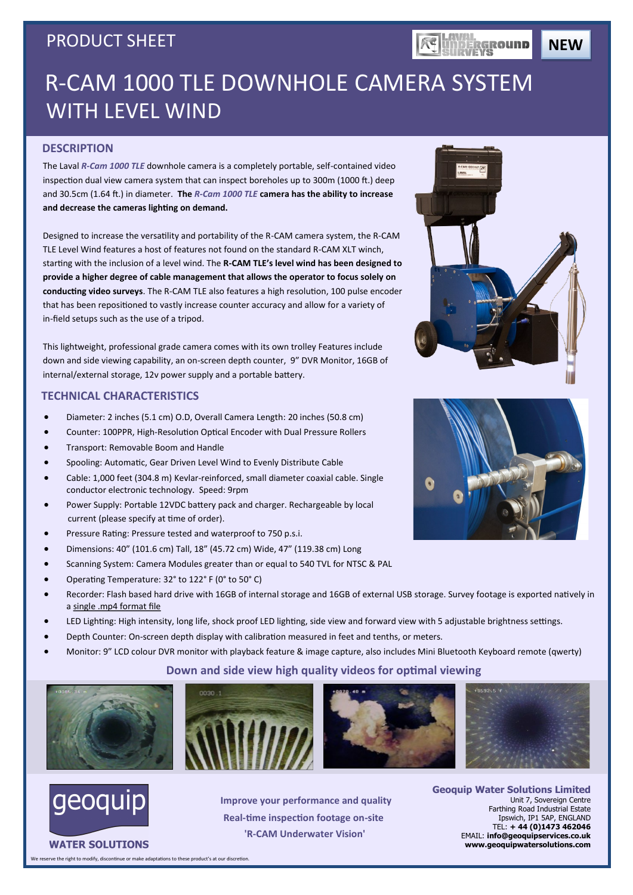PRODUCT SHEET

NEW

# R-CAM 1000 TLE DOWNHOLE CAMERA SYSTEM WITH LEVEL WIND

## DESCRIPTION

The Laval ***R-Cam 1000 TLE*** downhole camera is a completely portable, self-contained video inspection dual view camera system that can inspect boreholes up to 300m (1000 ft.) deep and 30.5cm (1.64 ft.) in diameter. **The *R-Cam 1000 TLE* camera has the ability to increase and decrease the cameras lighting on demand.**

Designed to increase the versatility and portability of the R-CAM camera system, the R-CAM TLE Level Wind features a host of features not found on the standard R-CAM XLT winch, starting with the inclusion of a level wind. The **R-CAM TLE's level wind has been designed to provide a higher degree of cable management that allows the operator to focus solely on conducting video surveys**. The R-CAM TLE also features a high resolution, 100 pulse encoder that has been repositioned to vastly increase counter accuracy and allow for a variety of in-field setups such as the use of a tripod.

This lightweight, professional grade camera comes with its own trolley Features include down and side viewing capability, an on-screen depth counter, 9" DVR Monitor, 16GB of internal/external storage, 12v power supply and a portable battery.

## TECHNICAL CHARACTERISTICS

- Diameter: 2 inches (5.1 cm) O.D, Overall Camera Length: 20 inches (50.8 cm)
- Counter: 100PPR, High-Resolution Optical Encoder with Dual Pressure Rollers
- Transport: Removable Boom and Handle
- Spooling: Automatic, Gear Driven Level Wind to Evenly Distribute Cable
- Cable: 1,000 feet (304.8 m) Kevlar-reinforced, small diameter coaxial cable. Single conductor electronic technology. Speed: 9rpm
- Power Supply: Portable 12VDC battery pack and charger. Rechargeable by local current (please specify at time of order).
- Pressure Rating: Pressure tested and waterproof to 750 p.s.i.
- Dimensions: 40" (101.6 cm) Tall, 18" (45.72 cm) Wide, 47" (119.38 cm) Long
- Scanning System: Camera Modules greater than or equal to 540 TVL for NTSC & PAL
- Operating Temperature: 32° to 122° F (0° to 50° C)
- Recorder: Flash based hard drive with 16GB of internal storage and 16GB of external USB storage. Survey footage is exported natively in a single .mp4 format file
- LED Lighting: High intensity, long life, shock proof LED lighting, side view and forward view with 5 adjustable brightness settings.
- Depth Counter: On-screen depth display with calibration measured in feet and tenths, or meters.
- Monitor: 9" LCD colour DVR monitor with playback feature & image capture, also includes Mini Bluetooth Keyboard remote (qwerty)

**Down and side view high quality videos for optimal viewing**

**Improve your performance and quality**
**Real-time inspection footage on-site**
**'R-CAM Underwater Vision'**

**Geoquip Water Solutions Limited**
Unit 7, Sovereign Centre
Farthing Road Industrial Estate
Ipswich, IP1 5AP, ENGLAND
TEL: **+ 44 (0)1473 462046**
EMAIL: **info@geoquipservices.co.uk**
**www.geoquipwatersolutions.com**

We reserve the right to modify, discontinue or make adaptations to these product's at our discretion.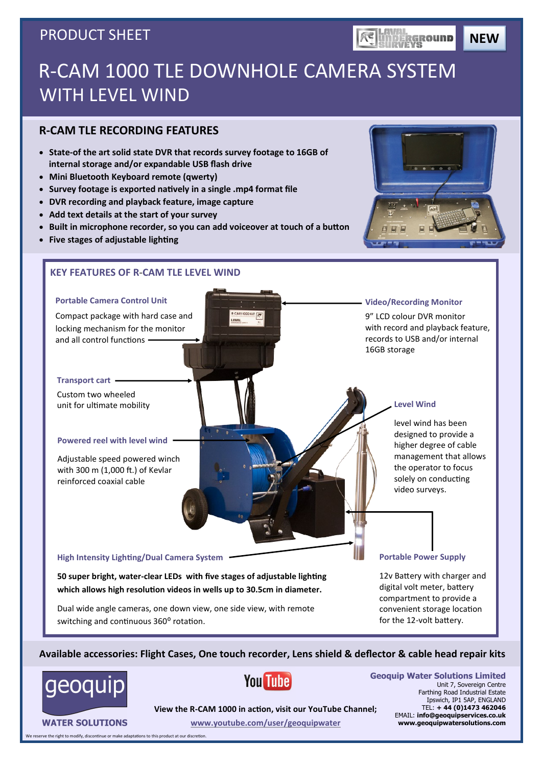PRODUCT SHEET

NEW

# R-CAM 1000 TLE DOWNHOLE CAMERA SYSTEM WITH LEVEL WIND

## R-CAM TLE RECORDING FEATURES

- **State-of the art solid state DVR that records survey footage to 16GB of internal storage and/or expandable USB flash drive**
- **Mini Bluetooth Keyboard remote (qwerty)**
- **Survey footage is exported natively in a single .mp4 format file**
- **DVR recording and playback feature, image capture**
- **Add text details at the start of your survey**
- **Built in microphone recorder, so you can add voiceover at touch of a button**
- **Five stages of adjustable lighting**

## KEY FEATURES OF R-CAM TLE LEVEL WIND

### Portable Camera Control Unit

Compact package with hard case and locking mechanism for the monitor and all control functions

### Video/Recording Monitor

9" LCD colour DVR monitor with record and playback feature, records to USB and/or internal 16GB storage

### Transport cart

Custom two wheeled unit for ultimate mobility

### Level Wind

level wind has been designed to provide a higher degree of cable management that allows the operator to focus solely on conducting video surveys.

### Powered reel with level wind

Adjustable speed powered winch with 300 m (1,000 ft.) of Kevlar reinforced coaxial cable

### High Intensity Lighting/Dual Camera System

**50 super bright, water-clear LEDs with five stages of adjustable lighting which allows high resolution videos in wells up to 30.5cm in diameter.**

Dual wide angle cameras, one down view, one side view, with remote switching and continuous 360⁰ rotation.

### Portable Power Supply

12v Battery with charger and digital volt meter, battery compartment to provide a convenient storage location for the 12-volt battery.

**Available accessories: Flight Cases, One touch recorder, Lens shield & deflector & cable head repair kits**

geoquip WATER SOLUTIONS

**View the R-CAM 1000 in action, visit our YouTube Channel;**
www.youtube.com/user/geoquipwater

**Geoquip Water Solutions Limited**
Unit 7, Sovereign Centre
Farthing Road Industrial Estate
Ipswich, IP1 5AP, ENGLAND
TEL: **+ 44 (0)1473 462046**
EMAIL: **info@geoquipservices.co.uk**
**www.geoquipwatersolutions.com**

We reserve the right to modify, discontinue or make adaptations to this product at our discretion.